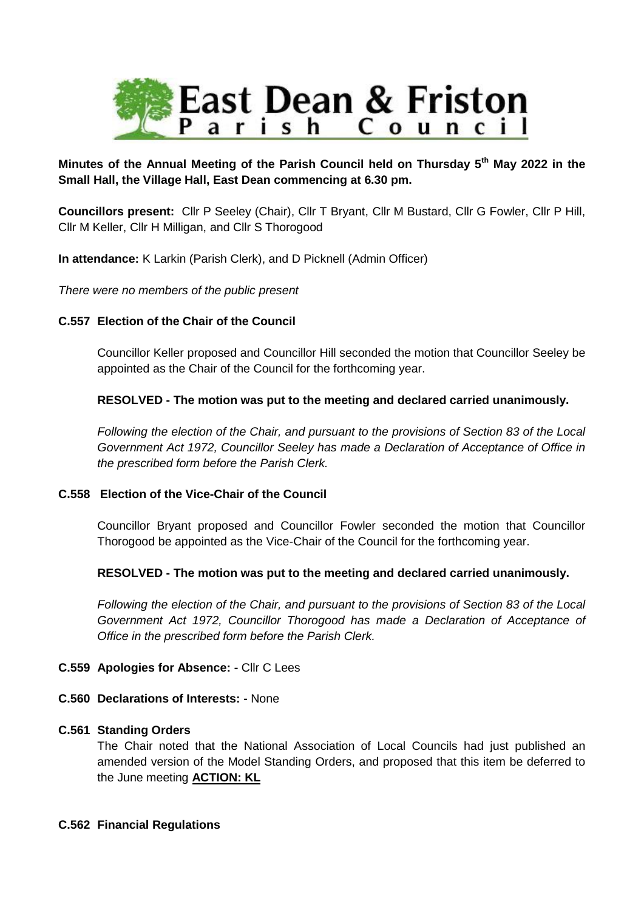# East Dean & Friston Parish Council

**Minutes of the Annual Meeting of the Parish Council held on Thursday 5th May 2022 in the Small Hall, the Village Hall, East Dean commencing at 6.30 pm.**

**Councillors present:** Cllr P Seeley (Chair), Cllr T Bryant, Cllr M Bustard, Cllr G Fowler, Cllr P Hill, Cllr M Keller, Cllr H Milligan, and Cllr S Thorogood

**In attendance:** K Larkin (Parish Clerk), and D Picknell (Admin Officer)

*There were no members of the public present*

### C.557 Election of the Chair of the Council

Councillor Keller proposed and Councillor Hill seconded the motion that Councillor Seeley be appointed as the Chair of the Council for the forthcoming year.

**RESOLVED - The motion was put to the meeting and declared carried unanimously.**

*Following the election of the Chair, and pursuant to the provisions of Section 83 of the Local Government Act 1972, Councillor Seeley has made a Declaration of Acceptance of Office in the prescribed form before the Parish Clerk.*

### C.558 Election of the Vice-Chair of the Council

Councillor Bryant proposed and Councillor Fowler seconded the motion that Councillor Thorogood be appointed as the Vice-Chair of the Council for the forthcoming year.

**RESOLVED - The motion was put to the meeting and declared carried unanimously.**

*Following the election of the Chair, and pursuant to the provisions of Section 83 of the Local Government Act 1972, Councillor Thorogood has made a Declaration of Acceptance of Office in the prescribed form before the Parish Clerk.*

### C.559 Apologies for Absence: - Cllr C Lees

### C.560 Declarations of Interests: - None

### C.561 Standing Orders

The Chair noted that the National Association of Local Councils had just published an amended version of the Model Standing Orders, and proposed that this item be deferred to the June meeting **ACTION: KL**

### C.562 Financial Regulations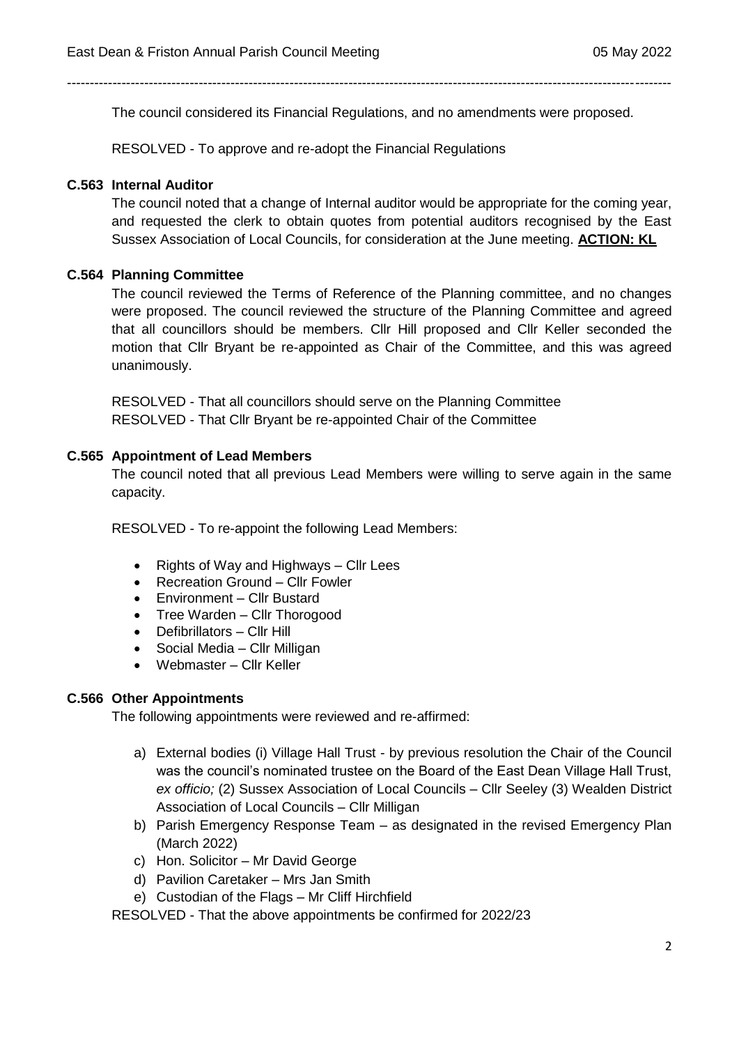The council considered its Financial Regulations, and no amendments were proposed.

RESOLVED - To approve and re-adopt the Financial Regulations

### C.563 Internal Auditor

The council noted that a change of Internal auditor would be appropriate for the coming year, and requested the clerk to obtain quotes from potential auditors recognised by the East Sussex Association of Local Councils, for consideration at the June meeting. **ACTION: KL**

### C.564 Planning Committee

The council reviewed the Terms of Reference of the Planning committee, and no changes were proposed. The council reviewed the structure of the Planning Committee and agreed that all councillors should be members. Cllr Hill proposed and Cllr Keller seconded the motion that Cllr Bryant be re-appointed as Chair of the Committee, and this was agreed unanimously.

RESOLVED - That all councillors should serve on the Planning Committee
RESOLVED - That Cllr Bryant be re-appointed Chair of the Committee

### C.565 Appointment of Lead Members

The council noted that all previous Lead Members were willing to serve again in the same capacity.

RESOLVED - To re-appoint the following Lead Members:

- Rights of Way and Highways – Cllr Lees
- Recreation Ground – Cllr Fowler
- Environment – Cllr Bustard
- Tree Warden – Cllr Thorogood
- Defibrillators – Cllr Hill
- Social Media – Cllr Milligan
- Webmaster – Cllr Keller

### C.566 Other Appointments

The following appointments were reviewed and re-affirmed:

a) External bodies (i) Village Hall Trust - by previous resolution the Chair of the Council was the council's nominated trustee on the Board of the East Dean Village Hall Trust, *ex officio;* (2) Sussex Association of Local Councils – Cllr Seeley (3) Wealden District Association of Local Councils – Cllr Milligan
b) Parish Emergency Response Team – as designated in the revised Emergency Plan (March 2022)
c) Hon. Solicitor – Mr David George
d) Pavilion Caretaker – Mrs Jan Smith
e) Custodian of the Flags – Mr Cliff Hirchfield

RESOLVED - That the above appointments be confirmed for 2022/23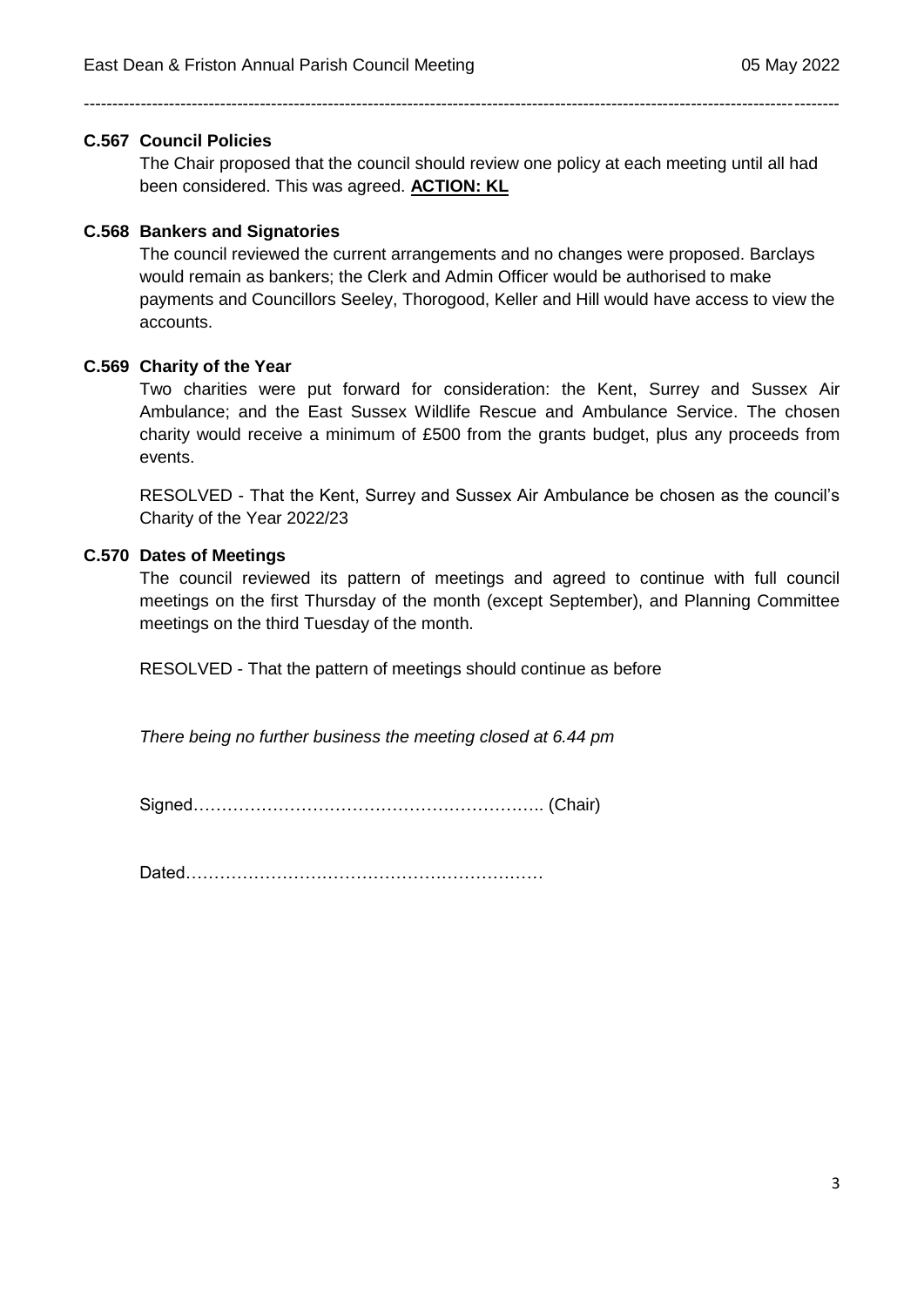### C.567 Council Policies

The Chair proposed that the council should review one policy at each meeting until all had been considered. This was agreed. **ACTION: KL**

### C.568 Bankers and Signatories

The council reviewed the current arrangements and no changes were proposed. Barclays would remain as bankers; the Clerk and Admin Officer would be authorised to make payments and Councillors Seeley, Thorogood, Keller and Hill would have access to view the accounts.

### C.569 Charity of the Year

Two charities were put forward for consideration: the Kent, Surrey and Sussex Air Ambulance; and the East Sussex Wildlife Rescue and Ambulance Service. The chosen charity would receive a minimum of £500 from the grants budget, plus any proceeds from events.

RESOLVED - That the Kent, Surrey and Sussex Air Ambulance be chosen as the council's Charity of the Year 2022/23

### C.570 Dates of Meetings

The council reviewed its pattern of meetings and agreed to continue with full council meetings on the first Thursday of the month (except September), and Planning Committee meetings on the third Tuesday of the month.

RESOLVED - That the pattern of meetings should continue as before

*There being no further business the meeting closed at 6.44 pm*

Signed…………………………………………………….. (Chair)

Dated………………………………………………………